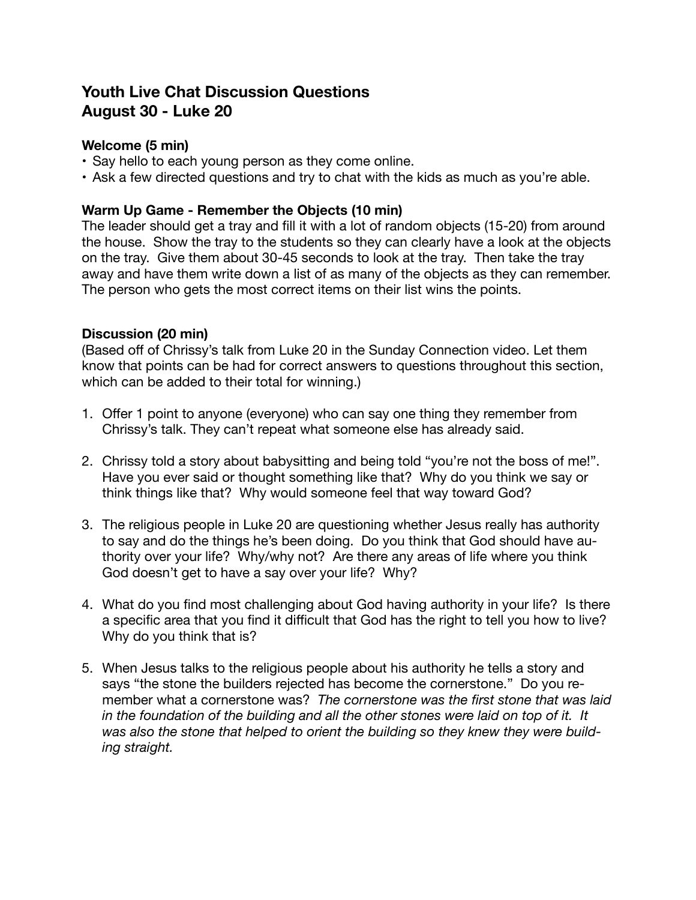# Youth Live Chat Discussion Questions
# August 30 - Luke 20

### Welcome (5 min)

- Say hello to each young person as they come online.
- Ask a few directed questions and try to chat with the kids as much as you're able.

### Warm Up Game - Remember the Objects (10 min)

The leader should get a tray and fill it with a lot of random objects (15-20) from around the house. Show the tray to the students so they can clearly have a look at the objects on the tray. Give them about 30-45 seconds to look at the tray. Then take the tray away and have them write down a list of as many of the objects as they can remember. The person who gets the most correct items on their list wins the points.

### Discussion (20 min)

(Based off of Chrissy's talk from Luke 20 in the Sunday Connection video. Let them know that points can be had for correct answers to questions throughout this section, which can be added to their total for winning.)

1. Offer 1 point to anyone (everyone) who can say one thing they remember from Chrissy's talk. They can't repeat what someone else has already said.

2. Chrissy told a story about babysitting and being told "you're not the boss of me!". Have you ever said or thought something like that? Why do you think we say or think things like that? Why would someone feel that way toward God?

3. The religious people in Luke 20 are questioning whether Jesus really has authority to say and do the things he's been doing. Do you think that God should have authority over your life? Why/why not? Are there any areas of life where you think God doesn't get to have a say over your life? Why?

4. What do you find most challenging about God having authority in your life? Is there a specific area that you find it difficult that God has the right to tell you how to live? Why do you think that is?

5. When Jesus talks to the religious people about his authority he tells a story and says "the stone the builders rejected has become the cornerstone." Do you remember what a cornerstone was? *The cornerstone was the first stone that was laid in the foundation of the building and all the other stones were laid on top of it. It was also the stone that helped to orient the building so they knew they were building straight.*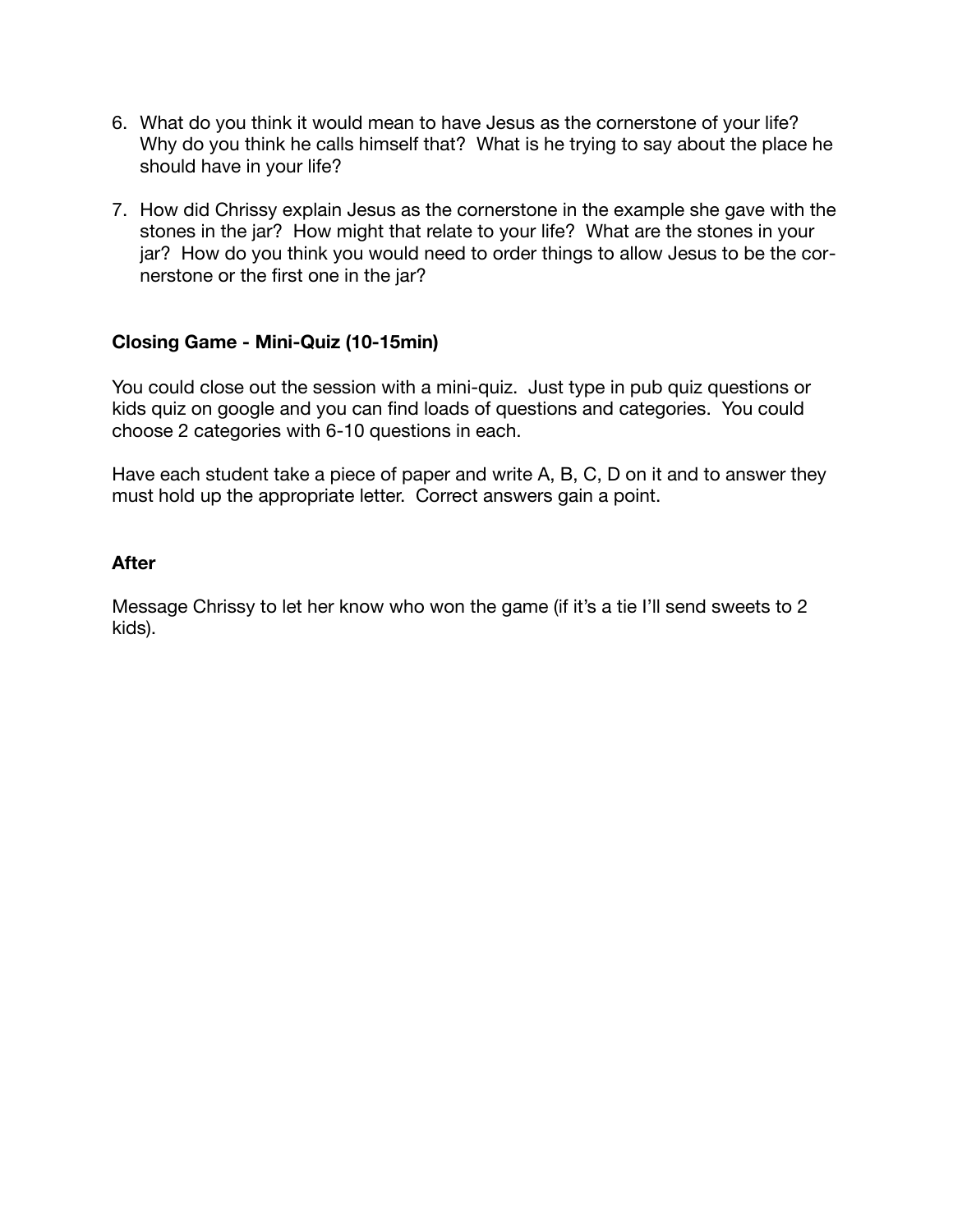6. What do you think it would mean to have Jesus as the cornerstone of your life? Why do you think he calls himself that? What is he trying to say about the place he should have in your life?

7. How did Chrissy explain Jesus as the cornerstone in the example she gave with the stones in the jar? How might that relate to your life? What are the stones in your jar? How do you think you would need to order things to allow Jesus to be the cornerstone or the first one in the jar?

**Closing Game - Mini-Quiz (10-15min)**

You could close out the session with a mini-quiz. Just type in pub quiz questions or kids quiz on google and you can find loads of questions and categories. You could choose 2 categories with 6-10 questions in each.

Have each student take a piece of paper and write A, B, C, D on it and to answer they must hold up the appropriate letter. Correct answers gain a point.

**After**

Message Chrissy to let her know who won the game (if it's a tie I'll send sweets to 2 kids).